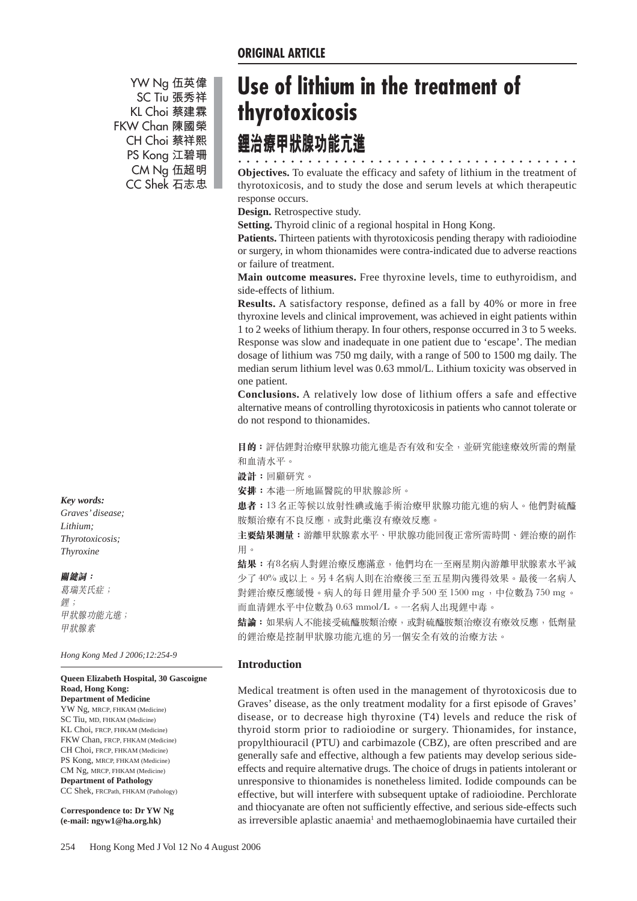ORIGINAL ARTICLE

# Use of lithium in the treatment of thyrotoxicosis

# 鋰治療甲狀腺功能亢進

YW Ng 伍英偉
SC Tiu 張秀祥
KL Choi 蔡建霖
FKW Chan 陳國榮
CH Choi 蔡祥熙
PS Kong 江碧珊
CM Ng 伍超明
CC Shek 石志忠

**Objectives.** To evaluate the efficacy and safety of lithium in the treatment of thyrotoxicosis, and to study the dose and serum levels at which therapeutic response occurs.

**Design.** Retrospective study.

**Setting.** Thyroid clinic of a regional hospital in Hong Kong.

**Patients.** Thirteen patients with thyrotoxicosis pending therapy with radioiodine or surgery, in whom thionamides were contra-indicated due to adverse reactions or failure of treatment.

**Main outcome measures.** Free thyroxine levels, time to euthyroidism, and side-effects of lithium.

**Results.** A satisfactory response, defined as a fall by 40% or more in free thyroxine levels and clinical improvement, was achieved in eight patients within 1 to 2 weeks of lithium therapy. In four others, response occurred in 3 to 5 weeks. Response was slow and inadequate in one patient due to 'escape'. The median dosage of lithium was 750 mg daily, with a range of 500 to 1500 mg daily. The median serum lithium level was 0.63 mmol/L. Lithium toxicity was observed in one patient.

**Conclusions.** A relatively low dose of lithium offers a safe and effective alternative means of controlling thyrotoxicosis in patients who cannot tolerate or do not respond to thionamides.

**目的：**評估鋰對治療甲狀腺功能亢進是否有效和安全，並研究能達療效所需的劑量和血清水平。

**設計：**回顧研究。

**安排：**本港一所地區醫院的甲狀腺診所。

**患者：**13 名正等候以放射性碘或施手術治療甲狀腺功能亢進的病人。他們對硫醯胺類治療有不良反應，或對此藥沒有療效反應。

**主要結果測量：**游離甲狀腺素水平、甲狀腺功能回復正常所需時間、鋰治療的副作用。

**結果：**有8名病人對鋰治療反應滿意，他們均在一至兩星期內游離甲狀腺素水平減少了 40% 或以上。另 4 名病人則在治療後三至五星期內獲得效果。最後一名病人對鋰治療反應緩慢。病人的每日鋰用量介乎 500 至 1500 mg，中位數為 750 mg。而血清鋰水平中位數為 0.63 mmol/L。一名病人出現鋰中毒。

**結論：**如果病人不能接受硫醯胺類治療，或對硫醯胺類治療沒有療效反應，低劑量的鋰治療是控制甲狀腺功能亢進的另一個安全有效的治療方法。

*Key words:*
*Graves' disease;*
*Lithium;*
*Thyrotoxicosis;*
*Thyroxine*

***關鍵詞：***
*葛瑞芙氏症；*
*鋰；*
*甲狀腺功能亢進；*
*甲狀腺素*

*Hong Kong Med J 2006;12:254-9*

**Queen Elizabeth Hospital, 30 Gascoigne Road, Hong Kong:**
**Department of Medicine**
YW Ng, MRCP, FHKAM (Medicine)
SC Tiu, MD, FHKAM (Medicine)
KL Choi, FRCP, FHKAM (Medicine)
FKW Chan, FRCP, FHKAM (Medicine)
CH Choi, FRCP, FHKAM (Medicine)
PS Kong, MRCP, FHKAM (Medicine)
CM Ng, MRCP, FHKAM (Medicine)
**Department of Pathology**
CC Shek, FRCPath, FHKAM (Pathology)

**Correspondence to: Dr YW Ng (e-mail: ngyw1@ha.org.hk)**

## Introduction

Medical treatment is often used in the management of thyrotoxicosis due to Graves' disease, as the only treatment modality for a first episode of Graves' disease, or to decrease high thyroxine (T4) levels and reduce the risk of thyroid storm prior to radioiodine or surgery. Thionamides, for instance, propylthiouracil (PTU) and carbimazole (CBZ), are often prescribed and are generally safe and effective, although a few patients may develop serious side-effects and require alternative drugs. The choice of drugs in patients intolerant or unresponsive to thionamides is nonetheless limited. Iodide compounds can be effective, but will interfere with subsequent uptake of radioiodine. Perchlorate and thiocyanate are often not sufficiently effective, and serious side-effects such as irreversible aplastic anaemia[1] and methaemoglobinaemia have curtailed their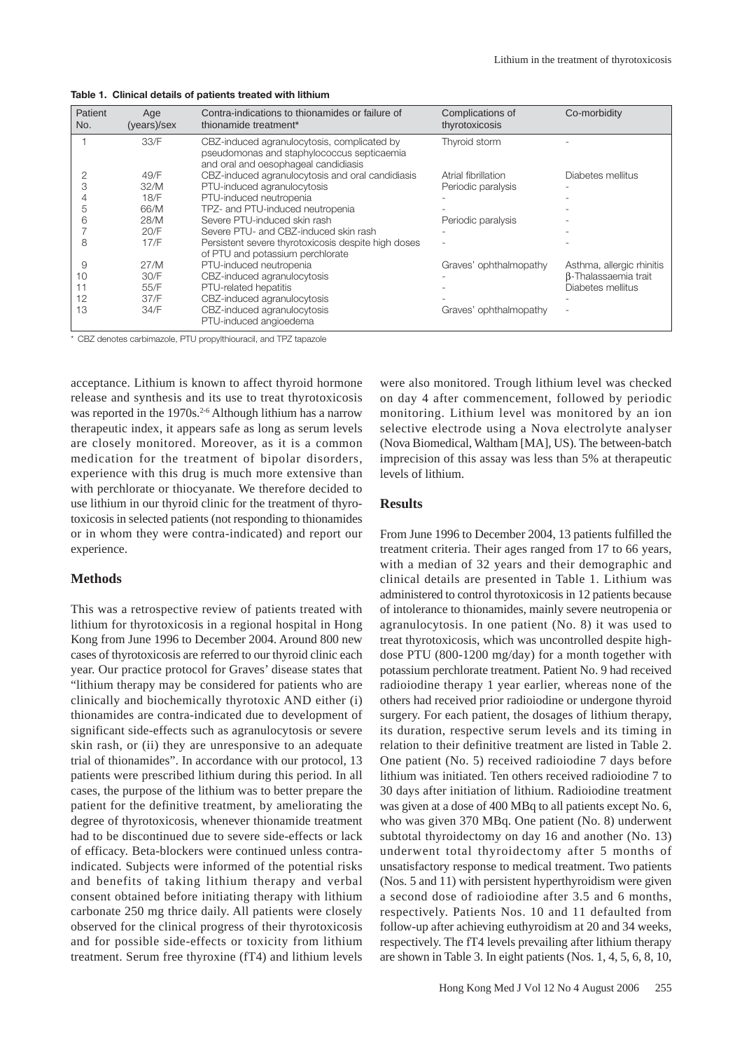**Table 1. Clinical details of patients treated with lithium**

| Patient No. | Age (years)/sex | Contra-indications to thionamides or failure of thionamide treatment* | Complications of thyrotoxicosis | Co-morbidity |
|---|---|---|---|---|
| 1 | 33/F | CBZ-induced agranulocytosis, complicated by pseudomonas and staphylococcus septicaemia and oral and oesophageal candidiasis | Thyroid storm | - |
| 2 | 49/F | CBZ-induced agranulocytosis and oral candidiasis | Atrial fibrillation | Diabetes mellitus |
| 3 | 32/M | PTU-induced agranulocytosis | Periodic paralysis | - |
| 4 | 18/F | PTU-induced neutropenia | - | - |
| 5 | 66/M | TPZ- and PTU-induced neutropenia | - | - |
| 6 | 28/M | Severe PTU-induced skin rash | Periodic paralysis | - |
| 7 | 20/F | Severe PTU- and CBZ-induced skin rash | - | - |
| 8 | 17/F | Persistent severe thyrotoxicosis despite high doses of PTU and potassium perchlorate | - | - |
| 9 | 27/M | PTU-induced neutropenia | Graves' ophthalmopathy | Asthma, allergic rhinitis |
| 10 | 30/F | CBZ-induced agranulocytosis | - | β-Thalassaemia trait |
| 11 | 55/F | PTU-related hepatitis | - | Diabetes mellitus |
| 12 | 37/F | CBZ-induced agranulocytosis | - | - |
| 13 | 34/F | CBZ-induced agranulocytosis PTU-induced angioedema | Graves' ophthalmopathy | - |

\* CBZ denotes carbimazole, PTU propylthiouracil, and TPZ tapazole

acceptance. Lithium is known to affect thyroid hormone release and synthesis and its use to treat thyrotoxicosis was reported in the 1970s.[2-6] Although lithium has a narrow therapeutic index, it appears safe as long as serum levels are closely monitored. Moreover, as it is a common medication for the treatment of bipolar disorders, experience with this drug is much more extensive than with perchlorate or thiocyanate. We therefore decided to use lithium in our thyroid clinic for the treatment of thyrotoxicosis in selected patients (not responding to thionamides or in whom they were contra-indicated) and report our experience.

## Methods

This was a retrospective review of patients treated with lithium for thyrotoxicosis in a regional hospital in Hong Kong from June 1996 to December 2004. Around 800 new cases of thyrotoxicosis are referred to our thyroid clinic each year. Our practice protocol for Graves' disease states that "lithium therapy may be considered for patients who are clinically and biochemically thyrotoxic AND either (i) thionamides are contra-indicated due to development of significant side-effects such as agranulocytosis or severe skin rash, or (ii) they are unresponsive to an adequate trial of thionamides". In accordance with our protocol, 13 patients were prescribed lithium during this period. In all cases, the purpose of the lithium was to better prepare the patient for the definitive treatment, by ameliorating the degree of thyrotoxicosis, whenever thionamide treatment had to be discontinued due to severe side-effects or lack of efficacy. Beta-blockers were continued unless contra-indicated. Subjects were informed of the potential risks and benefits of taking lithium therapy and verbal consent obtained before initiating therapy with lithium carbonate 250 mg thrice daily. All patients were closely observed for the clinical progress of their thyrotoxicosis and for possible side-effects or toxicity from lithium treatment. Serum free thyroxine (fT4) and lithium levels were also monitored. Trough lithium level was checked on day 4 after commencement, followed by periodic monitoring. Lithium level was monitored by an ion selective electrode using a Nova electrolyte analyser (Nova Biomedical, Waltham [MA], US). The between-batch imprecision of this assay was less than 5% at therapeutic levels of lithium.

## Results

From June 1996 to December 2004, 13 patients fulfilled the treatment criteria. Their ages ranged from 17 to 66 years, with a median of 32 years and their demographic and clinical details are presented in Table 1. Lithium was administered to control thyrotoxicosis in 12 patients because of intolerance to thionamides, mainly severe neutropenia or agranulocytosis. In one patient (No. 8) it was used to treat thyrotoxicosis, which was uncontrolled despite high-dose PTU (800-1200 mg/day) for a month together with potassium perchlorate treatment. Patient No. 9 had received radioiodine therapy 1 year earlier, whereas none of the others had received prior radioiodine or undergone thyroid surgery. For each patient, the dosages of lithium therapy, its duration, respective serum levels and its timing in relation to their definitive treatment are listed in Table 2. One patient (No. 5) received radioiodine 7 days before lithium was initiated. Ten others received radioiodine 7 to 30 days after initiation of lithium. Radioiodine treatment was given at a dose of 400 MBq to all patients except No. 6, who was given 370 MBq. One patient (No. 8) underwent subtotal thyroidectomy on day 16 and another (No. 13) underwent total thyroidectomy after 5 months of unsatisfactory response to medical treatment. Two patients (Nos. 5 and 11) with persistent hyperthyroidism were given a second dose of radioiodine after 3.5 and 6 months, respectively. Patients Nos. 10 and 11 defaulted from follow-up after achieving euthyroidism at 20 and 34 weeks, respectively. The fT4 levels prevailing after lithium therapy are shown in Table 3. In eight patients (Nos. 1, 4, 5, 6, 8, 10,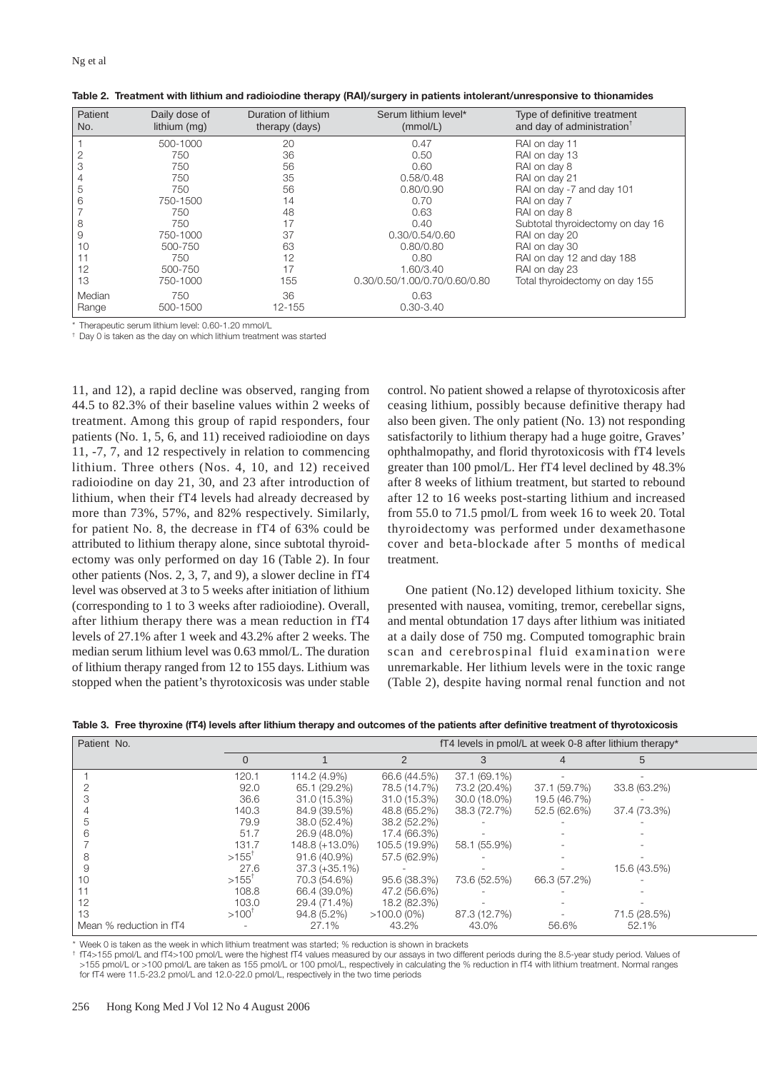**Table 2. Treatment with lithium and radioiodine therapy (RAI)/surgery in patients intolerant/unresponsive to thionamides**

| Patient No. | Daily dose of lithium (mg) | Duration of lithium therapy (days) | Serum lithium level* (mmol/L) | Type of definitive treatment and day of administration[†] |
|---|---|---|---|---|
| 1 | 500-1000 | 20 | 0.47 | RAI on day 11 |
| 2 | 750 | 36 | 0.50 | RAI on day 13 |
| 3 | 750 | 56 | 0.60 | RAI on day 8 |
| 4 | 750 | 35 | 0.58/0.48 | RAI on day 21 |
| 5 | 750 | 56 | 0.80/0.90 | RAI on day -7 and day 101 |
| 6 | 750-1500 | 14 | 0.70 | RAI on day 7 |
| 7 | 750 | 48 | 0.63 | RAI on day 8 |
| 8 | 750 | 17 | 0.40 | Subtotal thyroidectomy on day 16 |
| 9 | 750-1000 | 37 | 0.30/0.54/0.60 | RAI on day 20 |
| 10 | 500-750 | 63 | 0.80/0.80 | RAI on day 30 |
| 11 | 750 | 12 | 0.80 | RAI on day 12 and day 188 |
| 12 | 500-750 | 17 | 1.60/3.40 | RAI on day 23 |
| 13 | 750-1000 | 155 | 0.30/0.50/1.00/0.70/0.60/0.80 | Total thyroidectomy on day 155 |
| Median | 750 | 36 | 0.63 | |
| Range | 500-1500 | 12-155 | 0.30-3.40 | |

\* Therapeutic serum lithium level: 0.60-1.20 mmol/L

[†] Day 0 is taken as the day on which lithium treatment was started

11, and 12), a rapid decline was observed, ranging from 44.5 to 82.3% of their baseline values within 2 weeks of treatment. Among this group of rapid responders, four patients (No. 1, 5, 6, and 11) received radioiodine on days 11, -7, 7, and 12 respectively in relation to commencing lithium. Three others (Nos. 4, 10, and 12) received radioiodine on day 21, 30, and 23 after introduction of lithium, when their fT4 levels had already decreased by more than 73%, 57%, and 82% respectively. Similarly, for patient No. 8, the decrease in fT4 of 63% could be attributed to lithium therapy alone, since subtotal thyroidectomy was only performed on day 16 (Table 2). In four other patients (Nos. 2, 3, 7, and 9), a slower decline in fT4 level was observed at 3 to 5 weeks after initiation of lithium (corresponding to 1 to 3 weeks after radioiodine). Overall, after lithium therapy there was a mean reduction in fT4 levels of 27.1% after 1 week and 43.2% after 2 weeks. The median serum lithium level was 0.63 mmol/L. The duration of lithium therapy ranged from 12 to 155 days. Lithium was stopped when the patient's thyrotoxicosis was under stable control. No patient showed a relapse of thyrotoxicosis after ceasing lithium, possibly because definitive therapy had also been given. The only patient (No. 13) not responding satisfactorily to lithium therapy had a huge goitre, Graves' ophthalmopathy, and florid thyrotoxicosis with fT4 levels greater than 100 pmol/L. Her fT4 level declined by 48.3% after 8 weeks of lithium treatment, but started to rebound after 12 to 16 weeks post-starting lithium and increased from 55.0 to 71.5 pmol/L from week 16 to week 20. Total thyroidectomy was performed under dexamethasone cover and beta-blockade after 5 months of medical treatment.

One patient (No.12) developed lithium toxicity. She presented with nausea, vomiting, tremor, cerebellar signs, and mental obtundation 17 days after lithium was initiated at a daily dose of 750 mg. Computed tomographic brain scan and cerebrospinal fluid examination were unremarkable. Her lithium levels were in the toxic range (Table 2), despite having normal renal function and not

**Table 3. Free thyroxine (fT4) levels after lithium therapy and outcomes of the patients after definitive treatment of thyrotoxicosis**

| Patient No. | fT4 levels in pmol/L at week 0-8 after lithium therapy* | | | | | |
|---|---|---|---|---|---|---|
| | 0 | 1 | 2 | 3 | 4 | 5 |
| 1 | 120.1 | 114.2 (4.9%) | 66.6 (44.5%) | 37.1 (69.1%) | - | - |
| 2 | 92.0 | 65.1 (29.2%) | 78.5 (14.7%) | 73.2 (20.4%) | 37.1 (59.7%) | 33.8 (63.2%) |
| 3 | 36.6 | 31.0 (15.3%) | 31.0 (15.3%) | 30.0 (18.0%) | 19.5 (46.7%) | - |
| 4 | 140.3 | 84.9 (39.5%) | 48.8 (65.2%) | 38.3 (72.7%) | 52.5 (62.6%) | 37.4 (73.3%) |
| 5 | 79.9 | 38.0 (52.4%) | 38.2 (52.2%) | - | - | - |
| 6 | 51.7 | 26.9 (48.0%) | 17.4 (66.3%) | - | - | - |
| 7 | 131.7 | 148.8 (+13.0%) | 105.5 (19.9%) | 58.1 (55.9%) | - | - |
| 8 | >155[†] | 91.6 (40.9%) | 57.5 (62.9%) | - | - | - |
| 9 | 27.6 | 37.3 (+35.1%) | - | - | - | 15.6 (43.5%) |
| 10 | >155[†] | 70.3 (54.6%) | 95.6 (38.3%) | 73.6 (52.5%) | 66.3 (57.2%) | - |
| 11 | 108.8 | 66.4 (39.0%) | 47.2 (56.6%) | - | - | - |
| 12 | 103.0 | 29.4 (71.4%) | 18.2 (82.3%) | - | - | - |
| 13 | >100[†] | 94.8 (5.2%) | >100.0 (0%) | 87.3 (12.7%) | - | 71.5 (28.5%) |
| Mean % reduction in fT4 | - | 27.1% | 43.2% | 43.0% | 56.6% | 52.1% |

\* Week 0 is taken as the week in which lithium treatment was started; % reduction is shown in brackets

[†] fT4>155 pmol/L and fT4>100 pmol/L were the highest fT4 values measured by our assays in two different periods during the 8.5-year study period. Values of >155 pmol/L or >100 pmol/L are taken as 155 pmol/L or 100 pmol/L, respectively in calculating the % reduction in fT4 with lithium treatment. Normal ranges for fT4 were 11.5-23.2 pmol/L and 12.0-22.0 pmol/L, respectively in the two time periods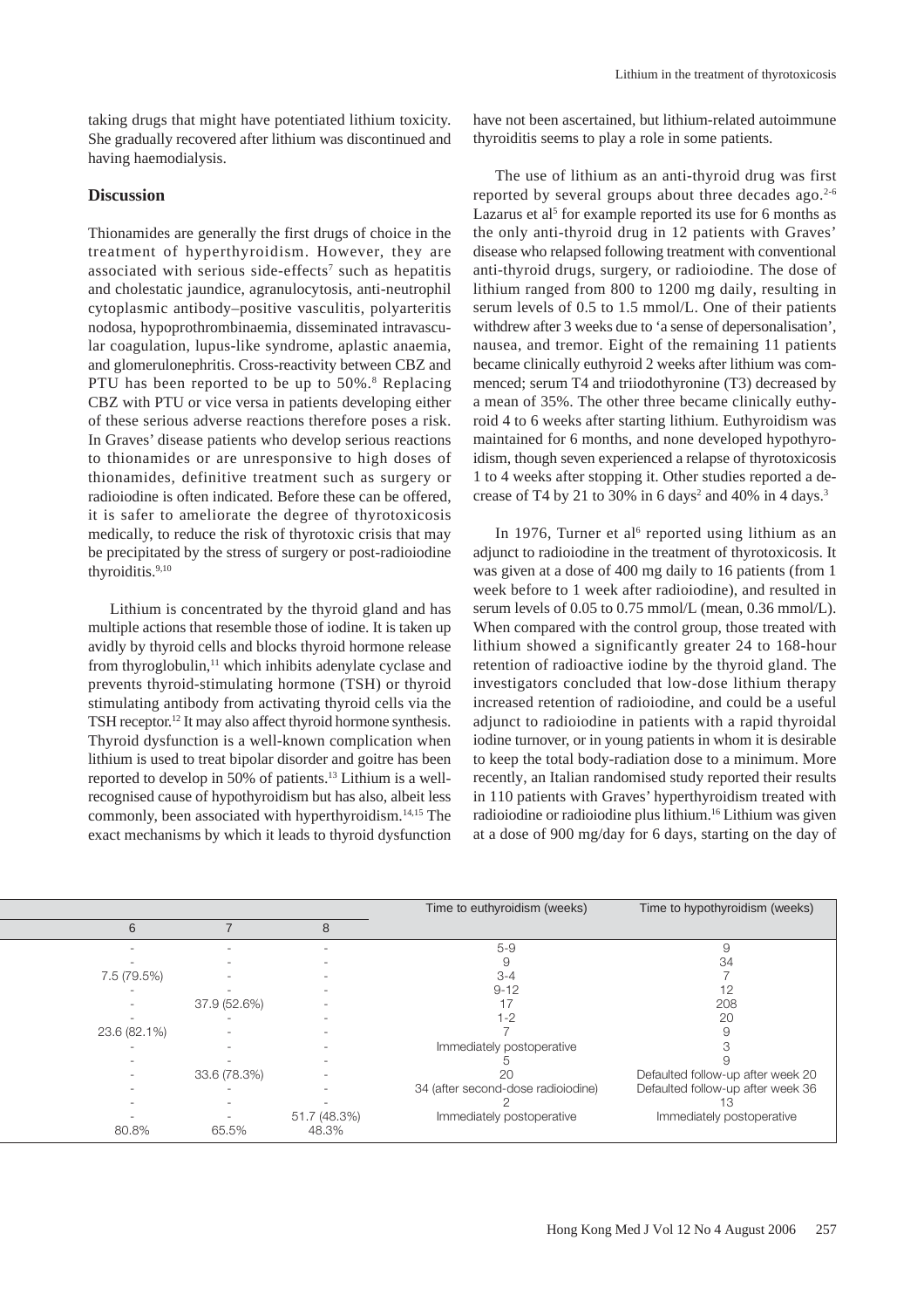taking drugs that might have potentiated lithium toxicity. She gradually recovered after lithium was discontinued and having haemodialysis.

## Discussion

Thionamides are generally the first drugs of choice in the treatment of hyperthyroidism. However, they are associated with serious side-effects[7] such as hepatitis and cholestatic jaundice, agranulocytosis, anti-neutrophil cytoplasmic antibody–positive vasculitis, polyarteritis nodosa, hypoprothrombinaemia, disseminated intravascular coagulation, lupus-like syndrome, aplastic anaemia, and glomerulonephritis. Cross-reactivity between CBZ and PTU has been reported to be up to 50%.[8] Replacing CBZ with PTU or vice versa in patients developing either of these serious adverse reactions therefore poses a risk. In Graves' disease patients who develop serious reactions to thionamides or are unresponsive to high doses of thionamides, definitive treatment such as surgery or radioiodine is often indicated. Before these can be offered, it is safer to ameliorate the degree of thyrotoxicosis medically, to reduce the risk of thyrotoxic crisis that may be precipitated by the stress of surgery or post-radioiodine thyroiditis.[9,10]

Lithium is concentrated by the thyroid gland and has multiple actions that resemble those of iodine. It is taken up avidly by thyroid cells and blocks thyroid hormone release from thyroglobulin,[11] which inhibits adenylate cyclase and prevents thyroid-stimulating hormone (TSH) or thyroid stimulating antibody from activating thyroid cells via the TSH receptor.[12] It may also affect thyroid hormone synthesis. Thyroid dysfunction is a well-known complication when lithium is used to treat bipolar disorder and goitre has been reported to develop in 50% of patients.[13] Lithium is a well-recognised cause of hypothyroidism but has also, albeit less commonly, been associated with hyperthyroidism.[14,15] The exact mechanisms by which it leads to thyroid dysfunction have not been ascertained, but lithium-related autoimmune thyroiditis seems to play a role in some patients.

The use of lithium as an anti-thyroid drug was first reported by several groups about three decades ago.[2-6] Lazarus et al[5] for example reported its use for 6 months as the only anti-thyroid drug in 12 patients with Graves' disease who relapsed following treatment with conventional anti-thyroid drugs, surgery, or radioiodine. The dose of lithium ranged from 800 to 1200 mg daily, resulting in serum levels of 0.5 to 1.5 mmol/L. One of their patients withdrew after 3 weeks due to 'a sense of depersonalisation', nausea, and tremor. Eight of the remaining 11 patients became clinically euthyroid 2 weeks after lithium was commenced; serum T4 and triiodothyronine (T3) decreased by a mean of 35%. The other three became clinically euthyroid 4 to 6 weeks after starting lithium. Euthyroidism was maintained for 6 months, and none developed hypothyroidism, though seven experienced a relapse of thyrotoxicosis 1 to 4 weeks after stopping it. Other studies reported a decrease of T4 by 21 to 30% in 6 days[2] and 40% in 4 days.[3]

In 1976, Turner et al[6] reported using lithium as an adjunct to radioiodine in the treatment of thyrotoxicosis. It was given at a dose of 400 mg daily to 16 patients (from 1 week before to 1 week after radioiodine), and resulted in serum levels of 0.05 to 0.75 mmol/L (mean, 0.36 mmol/L). When compared with the control group, those treated with lithium showed a significantly greater 24 to 168-hour retention of radioactive iodine by the thyroid gland. The investigators concluded that low-dose lithium therapy increased retention of radioiodine, and could be a useful adjunct to radioiodine in patients with a rapid thyroidal iodine turnover, or in young patients in whom it is desirable to keep the total body-radiation dose to a minimum. More recently, an Italian randomised study reported their results in 110 patients with Graves' hyperthyroidism treated with radioiodine or radioiodine plus lithium.[16] Lithium was given at a dose of 900 mg/day for 6 days, starting on the day of

| 6 | 7 | 8 | Time to euthyroidism (weeks) | Time to hypothyroidism (weeks) |
|---|---|---|---|---|
| - | - | - | 5-9 | 9 |
| - | - | - | 9 | 34 |
| 7.5 (79.5%) | - | - | 3-4 | 7 |
| - | - | - | 9-12 | 12 |
| - | 37.9 (52.6%) | - | 17 | 208 |
| - | - | - | 1-2 | 20 |
| 23.6 (82.1%) | - | - | 7 | 9 |
| - | - | - | Immediately postoperative | 3 |
| - | - | - | 5 | 9 |
| - | 33.6 (78.3%) | - | 20 | Defaulted follow-up after week 20 |
| - | - | - | 34 (after second-dose radioiodine) | Defaulted follow-up after week 36 |
| - | - | - | 2 | 13 |
| - | - | 51.7 (48.3%) | Immediately postoperative | Immediately postoperative |
| 80.8% | 65.5% | 48.3% | | |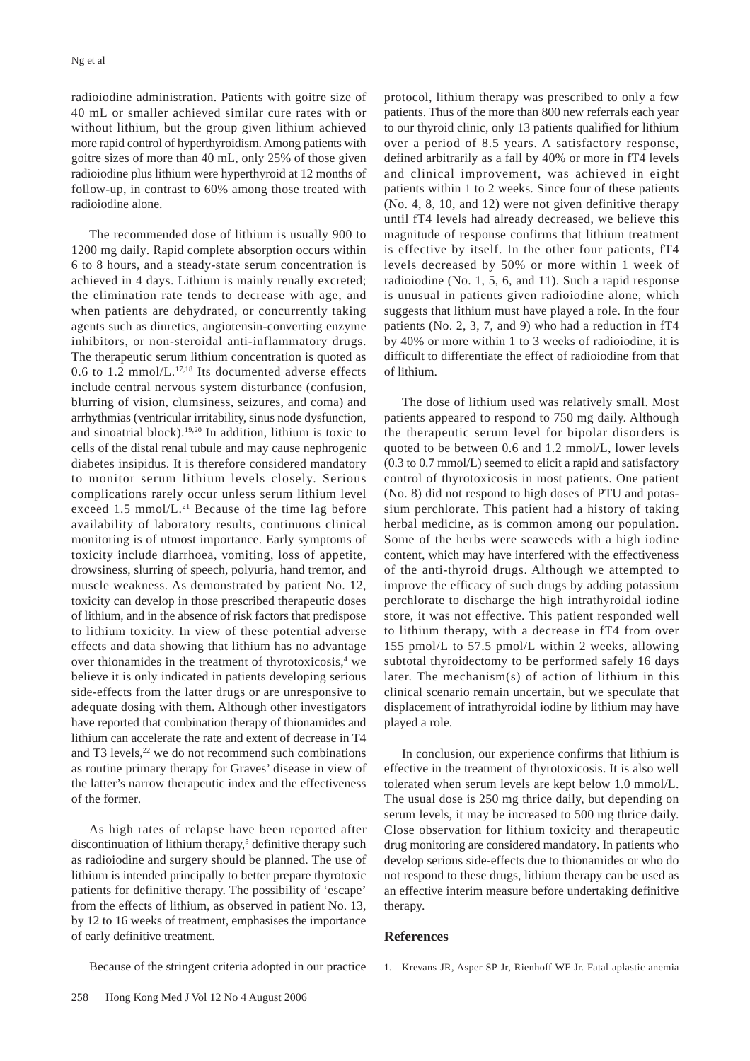radioiodine administration. Patients with goitre size of 40 mL or smaller achieved similar cure rates with or without lithium, but the group given lithium achieved more rapid control of hyperthyroidism. Among patients with goitre sizes of more than 40 mL, only 25% of those given radioiodine plus lithium were hyperthyroid at 12 months of follow-up, in contrast to 60% among those treated with radioiodine alone.

The recommended dose of lithium is usually 900 to 1200 mg daily. Rapid complete absorption occurs within 6 to 8 hours, and a steady-state serum concentration is achieved in 4 days. Lithium is mainly renally excreted; the elimination rate tends to decrease with age, and when patients are dehydrated, or concurrently taking agents such as diuretics, angiotensin-converting enzyme inhibitors, or non-steroidal anti-inflammatory drugs. The therapeutic serum lithium concentration is quoted as 0.6 to 1.2 mmol/L.[17,18] Its documented adverse effects include central nervous system disturbance (confusion, blurring of vision, clumsiness, seizures, and coma) and arrhythmias (ventricular irritability, sinus node dysfunction, and sinoatrial block).[19,20] In addition, lithium is toxic to cells of the distal renal tubule and may cause nephrogenic diabetes insipidus. It is therefore considered mandatory to monitor serum lithium levels closely. Serious complications rarely occur unless serum lithium level exceed 1.5 mmol/L.[21] Because of the time lag before availability of laboratory results, continuous clinical monitoring is of utmost importance. Early symptoms of toxicity include diarrhoea, vomiting, loss of appetite, drowsiness, slurring of speech, polyuria, hand tremor, and muscle weakness. As demonstrated by patient No. 12, toxicity can develop in those prescribed therapeutic doses of lithium, and in the absence of risk factors that predispose to lithium toxicity. In view of these potential adverse effects and data showing that lithium has no advantage over thionamides in the treatment of thyrotoxicosis,[4] we believe it is only indicated in patients developing serious side-effects from the latter drugs or are unresponsive to adequate dosing with them. Although other investigators have reported that combination therapy of thionamides and lithium can accelerate the rate and extent of decrease in T4 and T3 levels,[22] we do not recommend such combinations as routine primary therapy for Graves' disease in view of the latter's narrow therapeutic index and the effectiveness of the former.

As high rates of relapse have been reported after discontinuation of lithium therapy,[5] definitive therapy such as radioiodine and surgery should be planned. The use of lithium is intended principally to better prepare thyrotoxic patients for definitive therapy. The possibility of 'escape' from the effects of lithium, as observed in patient No. 13, by 12 to 16 weeks of treatment, emphasises the importance of early definitive treatment.

Because of the stringent criteria adopted in our practice protocol, lithium therapy was prescribed to only a few patients. Thus of the more than 800 new referrals each year to our thyroid clinic, only 13 patients qualified for lithium over a period of 8.5 years. A satisfactory response, defined arbitrarily as a fall by 40% or more in fT4 levels and clinical improvement, was achieved in eight patients within 1 to 2 weeks. Since four of these patients (No. 4, 8, 10, and 12) were not given definitive therapy until fT4 levels had already decreased, we believe this magnitude of response confirms that lithium treatment is effective by itself. In the other four patients, fT4 levels decreased by 50% or more within 1 week of radioiodine (No. 1, 5, 6, and 11). Such a rapid response is unusual in patients given radioiodine alone, which suggests that lithium must have played a role. In the four patients (No. 2, 3, 7, and 9) who had a reduction in fT4 by 40% or more within 1 to 3 weeks of radioiodine, it is difficult to differentiate the effect of radioiodine from that of lithium.

The dose of lithium used was relatively small. Most patients appeared to respond to 750 mg daily. Although the therapeutic serum level for bipolar disorders is quoted to be between 0.6 and 1.2 mmol/L, lower levels (0.3 to 0.7 mmol/L) seemed to elicit a rapid and satisfactory control of thyrotoxicosis in most patients. One patient (No. 8) did not respond to high doses of PTU and potassium perchlorate. This patient had a history of taking herbal medicine, as is common among our population. Some of the herbs were seaweeds with a high iodine content, which may have interfered with the effectiveness of the anti-thyroid drugs. Although we attempted to improve the efficacy of such drugs by adding potassium perchlorate to discharge the high intrathyroidal iodine store, it was not effective. This patient responded well to lithium therapy, with a decrease in fT4 from over 155 pmol/L to 57.5 pmol/L within 2 weeks, allowing subtotal thyroidectomy to be performed safely 16 days later. The mechanism(s) of action of lithium in this clinical scenario remain uncertain, but we speculate that displacement of intrathyroidal iodine by lithium may have played a role.

In conclusion, our experience confirms that lithium is effective in the treatment of thyrotoxicosis. It is also well tolerated when serum levels are kept below 1.0 mmol/L. The usual dose is 250 mg thrice daily, but depending on serum levels, it may be increased to 500 mg thrice daily. Close observation for lithium toxicity and therapeutic drug monitoring are considered mandatory. In patients who develop serious side-effects due to thionamides or who do not respond to these drugs, lithium therapy can be used as an effective interim measure before undertaking definitive therapy.

## References

1. Krevans JR, Asper SP Jr, Rienhoff WF Jr. Fatal aplastic anemia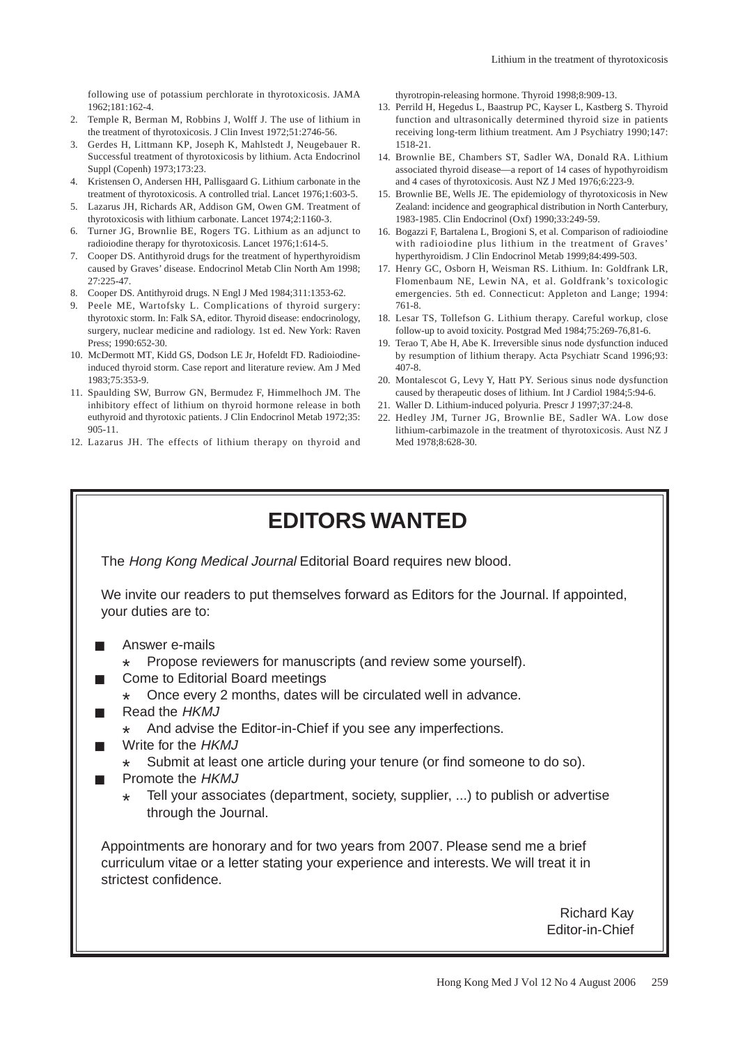following use of potassium perchlorate in thyrotoxicosis. JAMA 1962;181:162-4.

2. Temple R, Berman M, Robbins J, Wolff J. The use of lithium in the treatment of thyrotoxicosis. J Clin Invest 1972;51:2746-56.
3. Gerdes H, Littmann KP, Joseph K, Mahlstedt J, Neugebauer R. Successful treatment of thyrotoxicosis by lithium. Acta Endocrinol Suppl (Copenh) 1973;173:23.
4. Kristensen O, Andersen HH, Pallisgaard G. Lithium carbonate in the treatment of thyrotoxicosis. A controlled trial. Lancet 1976;1:603-5.
5. Lazarus JH, Richards AR, Addison GM, Owen GM. Treatment of thyrotoxicosis with lithium carbonate. Lancet 1974;2:1160-3.
6. Turner JG, Brownlie BE, Rogers TG. Lithium as an adjunct to radioiodine therapy for thyrotoxicosis. Lancet 1976;1:614-5.
7. Cooper DS. Antithyroid drugs for the treatment of hyperthyroidism caused by Graves' disease. Endocrinol Metab Clin North Am 1998; 27:225-47.
8. Cooper DS. Antithyroid drugs. N Engl J Med 1984;311:1353-62.
9. Peele ME, Wartofsky L. Complications of thyroid surgery: thyrotoxic storm. In: Falk SA, editor. Thyroid disease: endocrinology, surgery, nuclear medicine and radiology. 1st ed. New York: Raven Press; 1990:652-30.
10. McDermott MT, Kidd GS, Dodson LE Jr, Hofeldt FD. Radioiodine-induced thyroid storm. Case report and literature review. Am J Med 1983;75:353-9.
11. Spaulding SW, Burrow GN, Bermudez F, Himmelhoch JM. The inhibitory effect of lithium on thyroid hormone release in both euthyroid and thyrotoxic patients. J Clin Endocrinol Metab 1972;35: 905-11.
12. Lazarus JH. The effects of lithium therapy on thyroid and thyrotropin-releasing hormone. Thyroid 1998;8:909-13.
13. Perrild H, Hegedus L, Baastrup PC, Kayser L, Kastberg S. Thyroid function and ultrasonically determined thyroid size in patients receiving long-term lithium treatment. Am J Psychiatry 1990;147: 1518-21.
14. Brownlie BE, Chambers ST, Sadler WA, Donald RA. Lithium associated thyroid disease—a report of 14 cases of hypothyroidism and 4 cases of thyrotoxicosis. Aust NZ J Med 1976;6:223-9.
15. Brownlie BE, Wells JE. The epidemiology of thyrotoxicosis in New Zealand: incidence and geographical distribution in North Canterbury, 1983-1985. Clin Endocrinol (Oxf) 1990;33:249-59.
16. Bogazzi F, Bartalena L, Brogioni S, et al. Comparison of radioiodine with radioiodine plus lithium in the treatment of Graves' hyperthyroidism. J Clin Endocrinol Metab 1999;84:499-503.
17. Henry GC, Osborn H, Weisman RS. Lithium. In: Goldfrank LR, Flomenbaum NE, Lewin NA, et al. Goldfrank's toxicologic emergencies. 5th ed. Connecticut: Appleton and Lange; 1994: 761-8.
18. Lesar TS, Tollefson G. Lithium therapy. Careful workup, close follow-up to avoid toxicity. Postgrad Med 1984;75:269-76,81-6.
19. Terao T, Abe H, Abe K. Irreversible sinus node dysfunction induced by resumption of lithium therapy. Acta Psychiatr Scand 1996;93: 407-8.
20. Montalescot G, Levy Y, Hatt PY. Serious sinus node dysfunction caused by therapeutic doses of lithium. Int J Cardiol 1984;5:94-6.
21. Waller D. Lithium-induced polyuria. Prescr J 1997;37:24-8.
22. Hedley JM, Turner JG, Brownlie BE, Sadler WA. Low dose lithium-carbimazole in the treatment of thyrotoxicosis. Aust NZ J Med 1978;8:628-30.

# EDITORS WANTED

The *Hong Kong Medical Journal* Editorial Board requires new blood.

We invite our readers to put themselves forward as Editors for the Journal. If appointed, your duties are to:

- Answer e-mails
  - Propose reviewers for manuscripts (and review some yourself).
- Come to Editorial Board meetings
  - Once every 2 months, dates will be circulated well in advance.
- Read the *HKMJ*
  - And advise the Editor-in-Chief if you see any imperfections.
- Write for the *HKMJ*
  - Submit at least one article during your tenure (or find someone to do so).
- Promote the *HKMJ*
  - Tell your associates (department, society, supplier, ...) to publish or advertise through the Journal.

Appointments are honorary and for two years from 2007. Please send me a brief curriculum vitae or a letter stating your experience and interests. We will treat it in strictest confidence.

Richard Kay
Editor-in-Chief